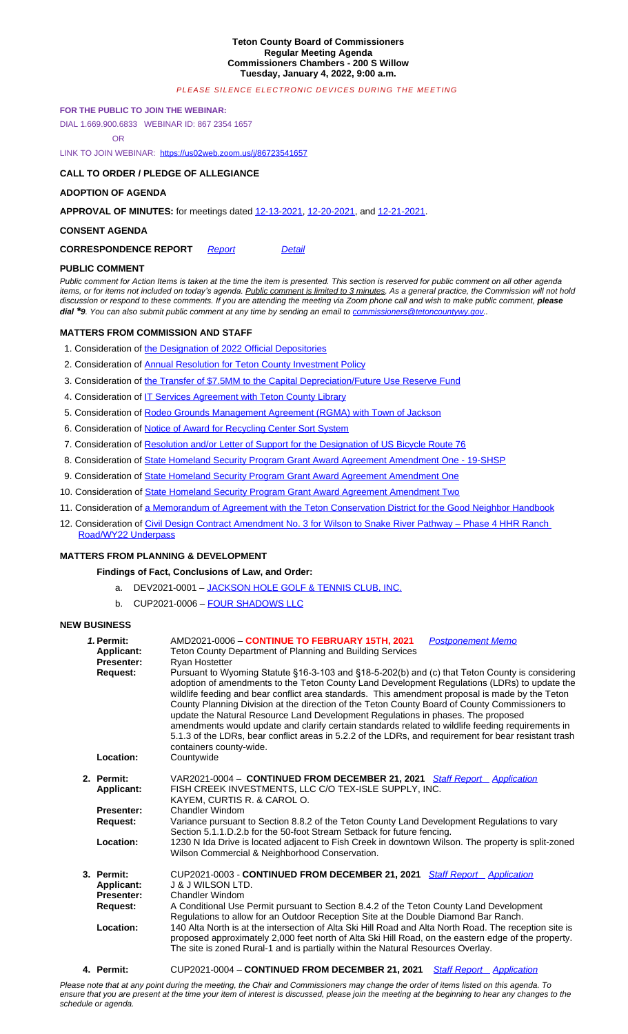**Teton County Board of Commissioners**
**Regular Meeting Agenda**
**Commissioners Chambers - 200 S Willow**
**Tuesday, January 4, 2022, 9:00 a.m.**

*PLEASE SILENCE ELECTRONIC DEVICES DURING THE MEETING*

**FOR THE PUBLIC TO JOIN THE WEBINAR:**

DIAL 1.669.900.6833 WEBINAR ID: 867 2354 1657

OR

LINK TO JOIN WEBINAR: https://us02web.zoom.us/j/86723541657

## CALL TO ORDER / PLEDGE OF ALLEGIANCE

## ADOPTION OF AGENDA

**APPROVAL OF MINUTES:** for meetings dated 12-13-2021, 12-20-2021, and 12-21-2021.

## CONSENT AGENDA

**CORRESPONDENCE REPORT** *Report* *Detail*

## PUBLIC COMMENT

*Public comment for Action Items is taken at the time the item is presented. This section is reserved for public comment on all other agenda items, or for items not included on today's agenda. Public comment is limited to 3 minutes. As a general practice, the Commission will not hold discussion or respond to these comments. If you are attending the meeting via Zoom phone call and wish to make public comment,* ***please dial *9****. You can also submit public comment at any time by sending an email to commissioners@tetoncountywy.gov..*

## MATTERS FROM COMMISSION AND STAFF

1. Consideration of the Designation of 2022 Official Depositories
2. Consideration of Annual Resolution for Teton County Investment Policy
3. Consideration of the Transfer of $7.5MM to the Capital Depreciation/Future Use Reserve Fund
4. Consideration of IT Services Agreement with Teton County Library
5. Consideration of Rodeo Grounds Management Agreement (RGMA) with Town of Jackson
6. Consideration of Notice of Award for Recycling Center Sort System
7. Consideration of Resolution and/or Letter of Support for the Designation of US Bicycle Route 76
8. Consideration of State Homeland Security Program Grant Award Agreement Amendment One - 19-SHSP
9. Consideration of State Homeland Security Program Grant Award Agreement Amendment One
10. Consideration of State Homeland Security Program Grant Award Agreement Amendment Two
11. Consideration of a Memorandum of Agreement with the Teton Conservation District for the Good Neighbor Handbook
12. Consideration of Civil Design Contract Amendment No. 3 for Wilson to Snake River Pathway – Phase 4 HHR Ranch Road/WY22 Underpass

## MATTERS FROM PLANNING & DEVELOPMENT

**Findings of Fact, Conclusions of Law, and Order:**

a. DEV2021-0001 – JACKSON HOLE GOLF & TENNIS CLUB, INC.
b. CUP2021-0006 – FOUR SHADOWS LLC

## NEW BUSINESS

***1.* Permit:** AMD2021-0006 – **CONTINUE TO FEBRUARY 15TH, 2021** *Postponement Memo*
**Applicant:** Teton County Department of Planning and Building Services
**Presenter:** Ryan Hostetter
**Request:** Pursuant to Wyoming Statute §16-3-103 and §18-5-202(b) and (c) that Teton County is considering adoption of amendments to the Teton County Land Development Regulations (LDRs) to update the wildlife feeding and bear conflict area standards. This amendment proposal is made by the Teton County Planning Division at the direction of the Teton County Board of County Commissioners to update the Natural Resource Land Development Regulations in phases. The proposed amendments would update and clarify certain standards related to wildlife feeding requirements in 5.1.3 of the LDRs, bear conflict areas in 5.2.2 of the LDRs, and requirement for bear resistant trash containers county-wide.
**Location:** Countywide

**2. Permit:** VAR2021-0004 – **CONTINUED FROM DECEMBER 21, 2021** *Staff Report* *Application*
**Applicant:** FISH CREEK INVESTMENTS, LLC C/O TEX-ISLE SUPPLY, INC. KAYEM, CURTIS R. & CAROL O.
**Presenter:** Chandler Windom
**Request:** Variance pursuant to Section 8.8.2 of the Teton County Land Development Regulations to vary Section 5.1.1.D.2.b for the 50-foot Stream Setback for future fencing.
**Location:** 1230 N Ida Drive is located adjacent to Fish Creek in downtown Wilson. The property is split-zoned Wilson Commercial & Neighborhood Conservation.

**3. Permit:** CUP2021-0003 - **CONTINUED FROM DECEMBER 21, 2021** *Staff Report* *Application*
**Applicant:** J & J WILSON LTD.
**Presenter:** Chandler Windom
**Request:** A Conditional Use Permit pursuant to Section 8.4.2 of the Teton County Land Development Regulations to allow for an Outdoor Reception Site at the Double Diamond Bar Ranch.
**Location:** 140 Alta North is at the intersection of Alta Ski Hill Road and Alta North Road. The reception site is proposed approximately 2,000 feet north of Alta Ski Hill Road, on the eastern edge of the property. The site is zoned Rural-1 and is partially within the Natural Resources Overlay.

**4. Permit:** CUP2021-0004 – **CONTINUED FROM DECEMBER 21, 2021** *Staff Report* *Application*

*Please note that at any point during the meeting, the Chair and Commissioners may change the order of items listed on this agenda. To ensure that you are present at the time your item of interest is discussed, please join the meeting at the beginning to hear any changes to the schedule or agenda.*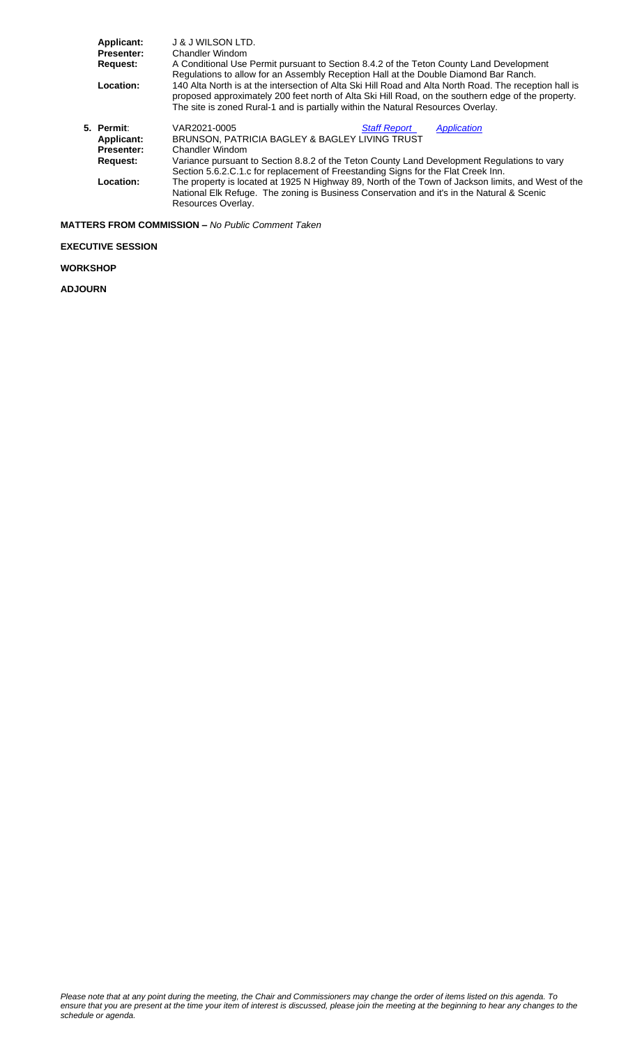**Applicant:** J & J WILSON LTD.
**Presenter:** Chandler Windom
**Request:** A Conditional Use Permit pursuant to Section 8.4.2 of the Teton County Land Development Regulations to allow for an Assembly Reception Hall at the Double Diamond Bar Ranch.
**Location:** 140 Alta North is at the intersection of Alta Ski Hill Road and Alta North Road. The reception hall is proposed approximately 200 feet north of Alta Ski Hill Road, on the southern edge of the property. The site is zoned Rural-1 and is partially within the Natural Resources Overlay.

5. **Permit**: VAR2021-0005 *Staff Report* *Application*
**Applicant:** BRUNSON, PATRICIA BAGLEY & BAGLEY LIVING TRUST
**Presenter:** Chandler Windom
**Request:** Variance pursuant to Section 8.8.2 of the Teton County Land Development Regulations to vary Section 5.6.2.C.1.c for replacement of Freestanding Signs for the Flat Creek Inn.
**Location:** The property is located at 1925 N Highway 89, North of the Town of Jackson limits, and West of the National Elk Refuge. The zoning is Business Conservation and it's in the Natural & Scenic Resources Overlay.

**MATTERS FROM COMMISSION –** *No Public Comment Taken*

**EXECUTIVE SESSION**

**WORKSHOP**

**ADJOURN**

*Please note that at any point during the meeting, the Chair and Commissioners may change the order of items listed on this agenda. To ensure that you are present at the time your item of interest is discussed, please join the meeting at the beginning to hear any changes to the schedule or agenda.*